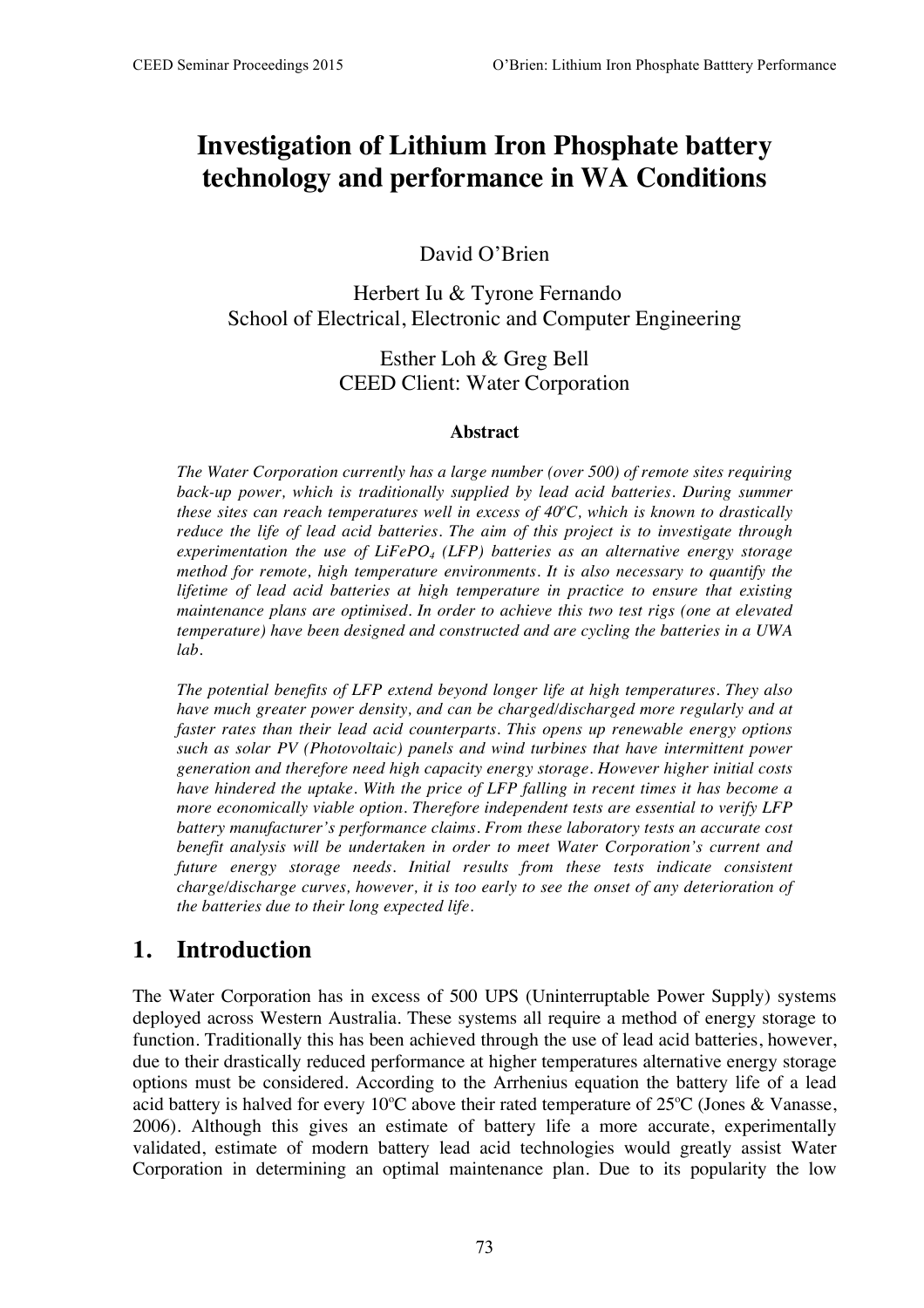# Investigation of Lithium Iron Phosphate battery technology and performance in WA Conditions

David O'Brien

Herbert Iu & Tyrone Fernando
School of Electrical, Electronic and Computer Engineering

Esther Loh & Greg Bell
CEED Client: Water Corporation

### Abstract

*The Water Corporation currently has a large number (over 500) of remote sites requiring back-up power, which is traditionally supplied by lead acid batteries. During summer these sites can reach temperatures well in excess of 40°C, which is known to drastically reduce the life of lead acid batteries. The aim of this project is to investigate through experimentation the use of $LiFePO_4$ (LFP) batteries as an alternative energy storage method for remote, high temperature environments. It is also necessary to quantify the lifetime of lead acid batteries at high temperature in practice to ensure that existing maintenance plans are optimised. In order to achieve this two test rigs (one at elevated temperature) have been designed and constructed and are cycling the batteries in a UWA lab.*

*The potential benefits of LFP extend beyond longer life at high temperatures. They also have much greater power density, and can be charged/discharged more regularly and at faster rates than their lead acid counterparts. This opens up renewable energy options such as solar PV (Photovoltaic) panels and wind turbines that have intermittent power generation and therefore need high capacity energy storage. However higher initial costs have hindered the uptake. With the price of LFP falling in recent times it has become a more economically viable option. Therefore independent tests are essential to verify LFP battery manufacturer's performance claims. From these laboratory tests an accurate cost benefit analysis will be undertaken in order to meet Water Corporation's current and future energy storage needs. Initial results from these tests indicate consistent charge/discharge curves, however, it is too early to see the onset of any deterioration of the batteries due to their long expected life.*

## 1. Introduction

The Water Corporation has in excess of 500 UPS (Uninterruptable Power Supply) systems deployed across Western Australia. These systems all require a method of energy storage to function. Traditionally this has been achieved through the use of lead acid batteries, however, due to their drastically reduced performance at higher temperatures alternative energy storage options must be considered. According to the Arrhenius equation the battery life of a lead acid battery is halved for every 10°C above their rated temperature of 25°C (Jones & Vanasse, 2006). Although this gives an estimate of battery life a more accurate, experimentally validated, estimate of modern battery lead acid technologies would greatly assist Water Corporation in determining an optimal maintenance plan. Due to its popularity the low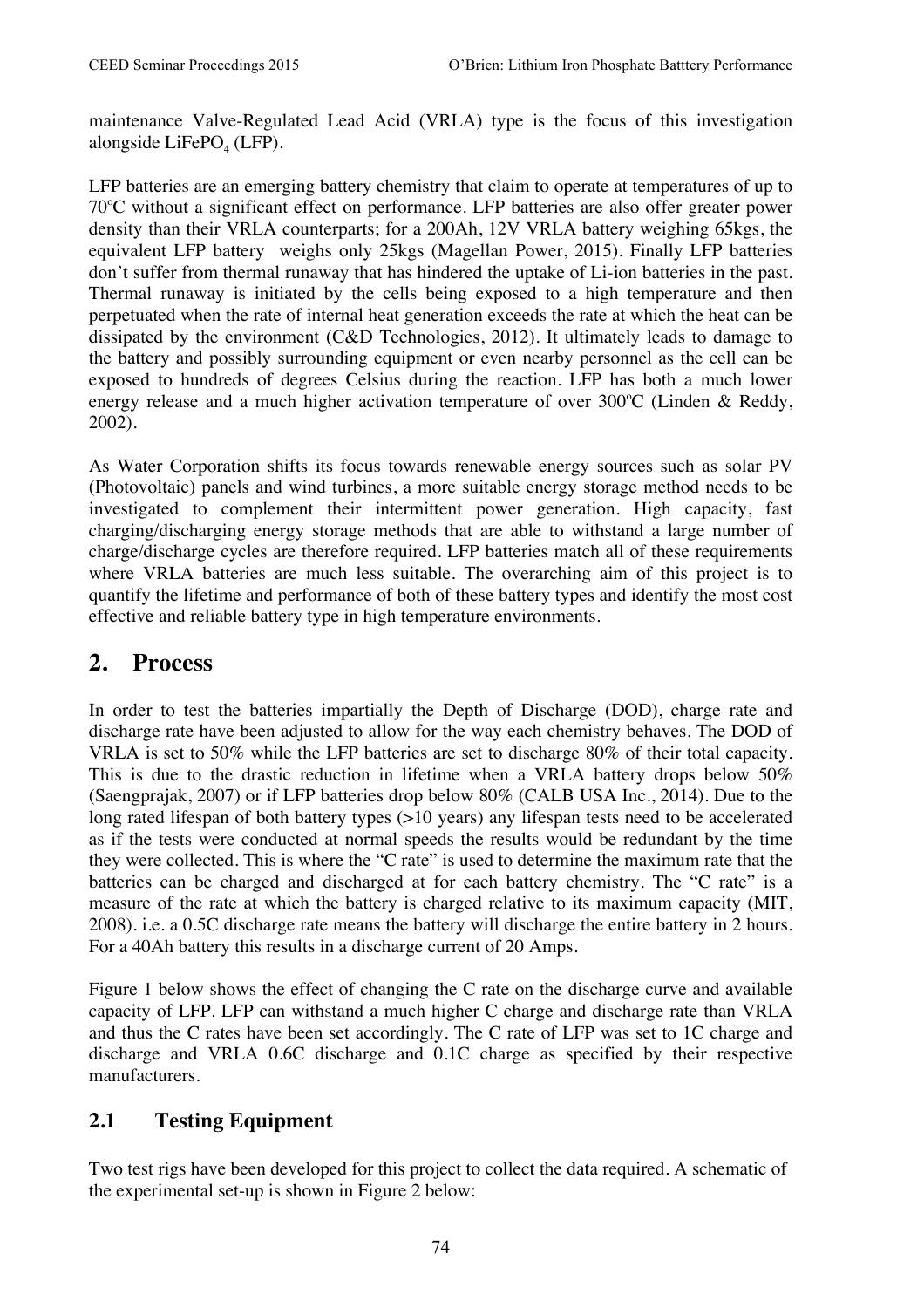maintenance Valve-Regulated Lead Acid (VRLA) type is the focus of this investigation alongside $LiFePO_4$ (LFP).

LFP batteries are an emerging battery chemistry that claim to operate at temperatures of up to 70ºC without a significant effect on performance. LFP batteries are also offer greater power density than their VRLA counterparts; for a 200Ah, 12V VRLA battery weighing 65kgs, the equivalent LFP battery weighs only 25kgs (Magellan Power, 2015). Finally LFP batteries don't suffer from thermal runaway that has hindered the uptake of Li-ion batteries in the past. Thermal runaway is initiated by the cells being exposed to a high temperature and then perpetuated when the rate of internal heat generation exceeds the rate at which the heat can be dissipated by the environment (C&D Technologies, 2012). It ultimately leads to damage to the battery and possibly surrounding equipment or even nearby personnel as the cell can be exposed to hundreds of degrees Celsius during the reaction. LFP has both a much lower energy release and a much higher activation temperature of over 300ºC (Linden & Reddy, 2002).

As Water Corporation shifts its focus towards renewable energy sources such as solar PV (Photovoltaic) panels and wind turbines, a more suitable energy storage method needs to be investigated to complement their intermittent power generation. High capacity, fast charging/discharging energy storage methods that are able to withstand a large number of charge/discharge cycles are therefore required. LFP batteries match all of these requirements where VRLA batteries are much less suitable. The overarching aim of this project is to quantify the lifetime and performance of both of these battery types and identify the most cost effective and reliable battery type in high temperature environments.

## 2. Process

In order to test the batteries impartially the Depth of Discharge (DOD), charge rate and discharge rate have been adjusted to allow for the way each chemistry behaves. The DOD of VRLA is set to 50% while the LFP batteries are set to discharge 80% of their total capacity. This is due to the drastic reduction in lifetime when a VRLA battery drops below 50% (Saengprajak, 2007) or if LFP batteries drop below 80% (CALB USA Inc., 2014). Due to the long rated lifespan of both battery types (>10 years) any lifespan tests need to be accelerated as if the tests were conducted at normal speeds the results would be redundant by the time they were collected. This is where the "C rate" is used to determine the maximum rate that the batteries can be charged and discharged at for each battery chemistry. The "C rate" is a measure of the rate at which the battery is charged relative to its maximum capacity (MIT, 2008). i.e. a 0.5C discharge rate means the battery will discharge the entire battery in 2 hours. For a 40Ah battery this results in a discharge current of 20 Amps.

Figure 1 below shows the effect of changing the C rate on the discharge curve and available capacity of LFP. LFP can withstand a much higher C charge and discharge rate than VRLA and thus the C rates have been set accordingly. The C rate of LFP was set to 1C charge and discharge and VRLA 0.6C discharge and 0.1C charge as specified by their respective manufacturers.

### 2.1 Testing Equipment

Two test rigs have been developed for this project to collect the data required. A schematic of the experimental set-up is shown in Figure 2 below: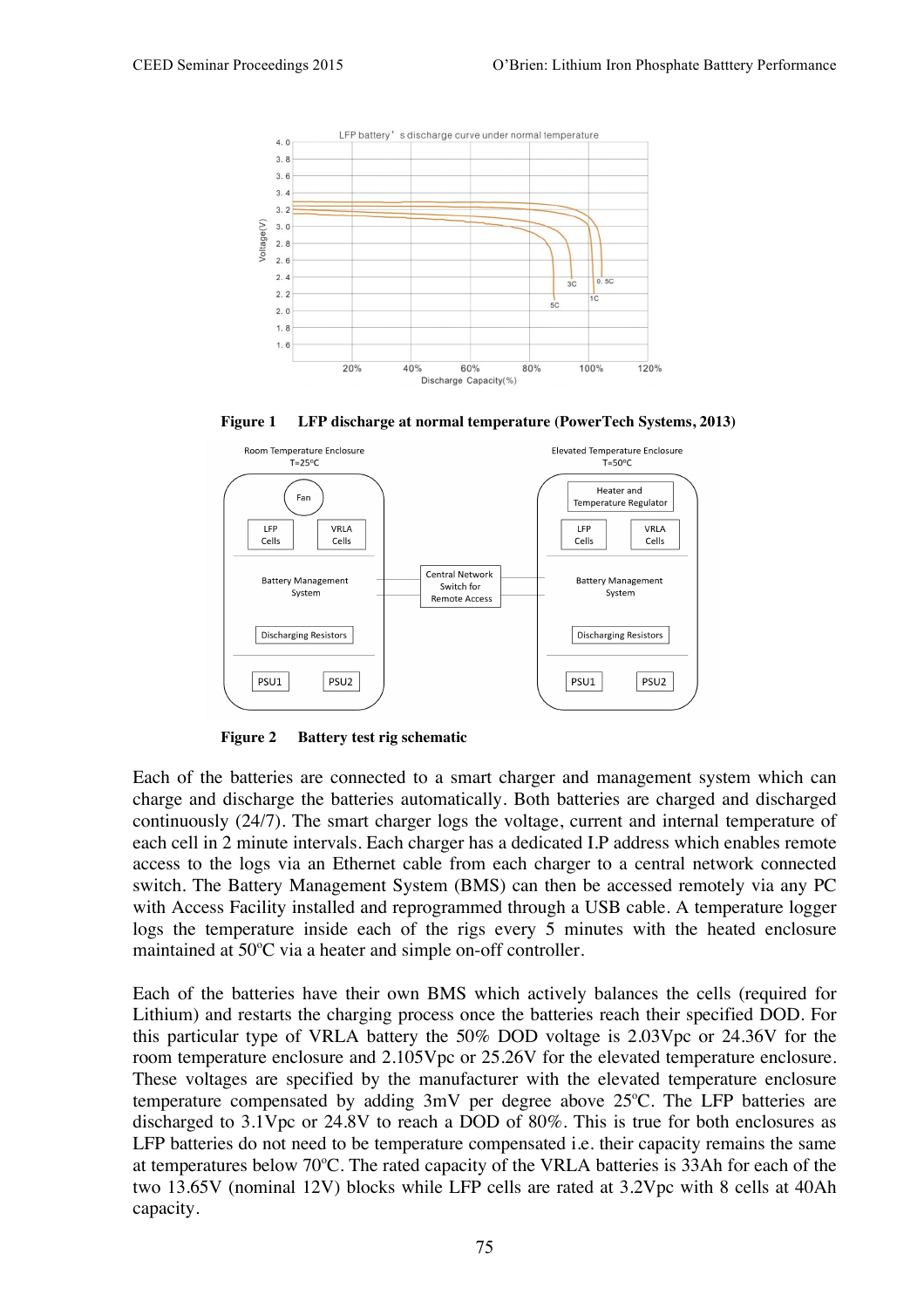**Figure 1 LFP discharge at normal temperature (PowerTech Systems, 2013)**

**Figure 2 Battery test rig schematic**

Each of the batteries are connected to a smart charger and management system which can charge and discharge the batteries automatically. Both batteries are charged and discharged continuously (24/7). The smart charger logs the voltage, current and internal temperature of each cell in 2 minute intervals. Each charger has a dedicated I.P address which enables remote access to the logs via an Ethernet cable from each charger to a central network connected switch. The Battery Management System (BMS) can then be accessed remotely via any PC with Access Facility installed and reprogrammed through a USB cable. A temperature logger logs the temperature inside each of the rigs every 5 minutes with the heated enclosure maintained at 50ºC via a heater and simple on-off controller.

Each of the batteries have their own BMS which actively balances the cells (required for Lithium) and restarts the charging process once the batteries reach their specified DOD. For this particular type of VRLA battery the 50% DOD voltage is 2.03Vpc or 24.36V for the room temperature enclosure and 2.105Vpc or 25.26V for the elevated temperature enclosure. These voltages are specified by the manufacturer with the elevated temperature enclosure temperature compensated by adding 3mV per degree above 25ºC. The LFP batteries are discharged to 3.1Vpc or 24.8V to reach a DOD of 80%. This is true for both enclosures as LFP batteries do not need to be temperature compensated i.e. their capacity remains the same at temperatures below 70ºC. The rated capacity of the VRLA batteries is 33Ah for each of the two 13.65V (nominal 12V) blocks while LFP cells are rated at 3.2Vpc with 8 cells at 40Ah capacity.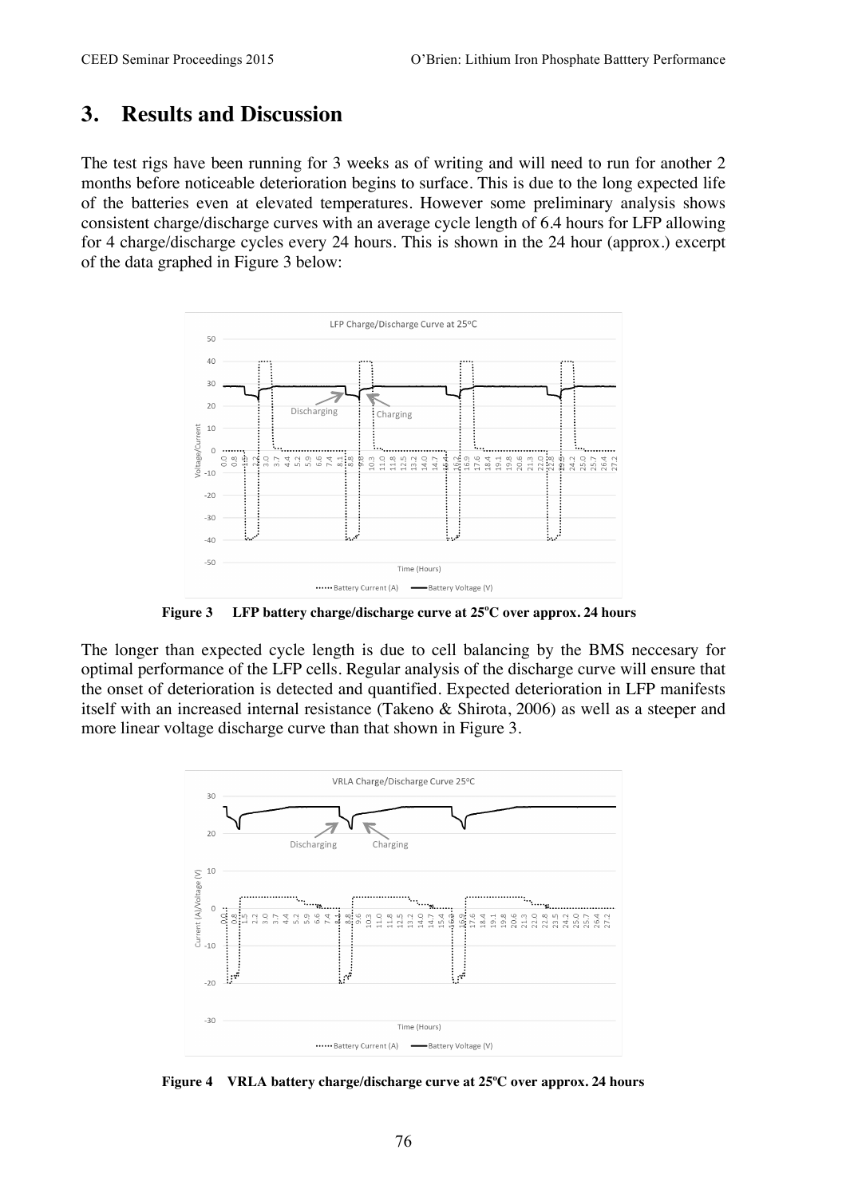## 3. Results and Discussion

The test rigs have been running for 3 weeks as of writing and will need to run for another 2 months before noticeable deterioration begins to surface. This is due to the long expected life of the batteries even at elevated temperatures. However some preliminary analysis shows consistent charge/discharge curves with an average cycle length of 6.4 hours for LFP allowing for 4 charge/discharge cycles every 24 hours. This is shown in the 24 hour (approx.) excerpt of the data graphed in Figure 3 below:

**Figure 3 LFP battery charge/discharge curve at 25°C over approx. 24 hours**

The longer than expected cycle length is due to cell balancing by the BMS neccesary for optimal performance of the LFP cells. Regular analysis of the discharge curve will ensure that the onset of deterioration is detected and quantified. Expected deterioration in LFP manifests itself with an increased internal resistance (Takeno & Shirota, 2006) as well as a steeper and more linear voltage discharge curve than that shown in Figure 3.

**Figure 4 VRLA battery charge/discharge curve at 25ºC over approx. 24 hours**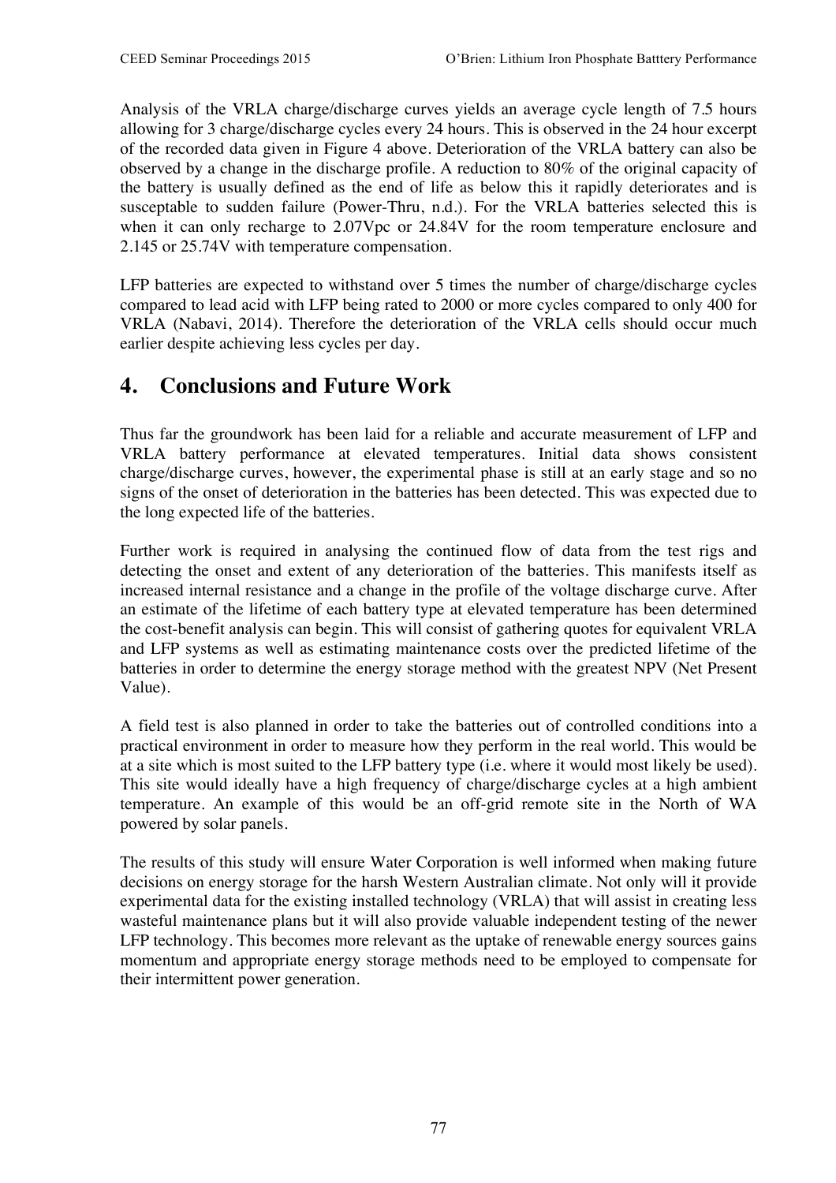Analysis of the VRLA charge/discharge curves yields an average cycle length of 7.5 hours allowing for 3 charge/discharge cycles every 24 hours. This is observed in the 24 hour excerpt of the recorded data given in Figure 4 above. Deterioration of the VRLA battery can also be observed by a change in the discharge profile. A reduction to 80% of the original capacity of the battery is usually defined as the end of life as below this it rapidly deteriorates and is susceptable to sudden failure (Power-Thru, n.d.). For the VRLA batteries selected this is when it can only recharge to 2.07Vpc or 24.84V for the room temperature enclosure and 2.145 or 25.74V with temperature compensation.

LFP batteries are expected to withstand over 5 times the number of charge/discharge cycles compared to lead acid with LFP being rated to 2000 or more cycles compared to only 400 for VRLA (Nabavi, 2014). Therefore the deterioration of the VRLA cells should occur much earlier despite achieving less cycles per day.

## 4. Conclusions and Future Work

Thus far the groundwork has been laid for a reliable and accurate measurement of LFP and VRLA battery performance at elevated temperatures. Initial data shows consistent charge/discharge curves, however, the experimental phase is still at an early stage and so no signs of the onset of deterioration in the batteries has been detected. This was expected due to the long expected life of the batteries.

Further work is required in analysing the continued flow of data from the test rigs and detecting the onset and extent of any deterioration of the batteries. This manifests itself as increased internal resistance and a change in the profile of the voltage discharge curve. After an estimate of the lifetime of each battery type at elevated temperature has been determined the cost-benefit analysis can begin. This will consist of gathering quotes for equivalent VRLA and LFP systems as well as estimating maintenance costs over the predicted lifetime of the batteries in order to determine the energy storage method with the greatest NPV (Net Present Value).

A field test is also planned in order to take the batteries out of controlled conditions into a practical environment in order to measure how they perform in the real world. This would be at a site which is most suited to the LFP battery type (i.e. where it would most likely be used). This site would ideally have a high frequency of charge/discharge cycles at a high ambient temperature. An example of this would be an off-grid remote site in the North of WA powered by solar panels.

The results of this study will ensure Water Corporation is well informed when making future decisions on energy storage for the harsh Western Australian climate. Not only will it provide experimental data for the existing installed technology (VRLA) that will assist in creating less wasteful maintenance plans but it will also provide valuable independent testing of the newer LFP technology. This becomes more relevant as the uptake of renewable energy sources gains momentum and appropriate energy storage methods need to be employed to compensate for their intermittent power generation.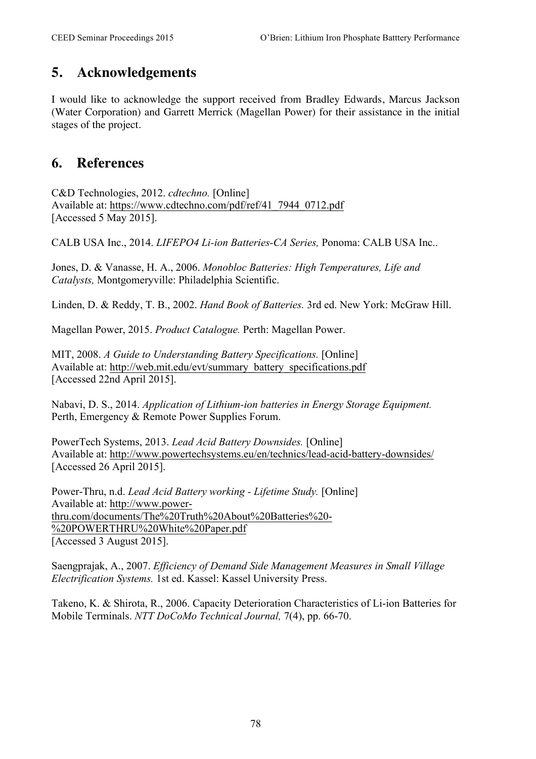## 5. Acknowledgements

I would like to acknowledge the support received from Bradley Edwards, Marcus Jackson (Water Corporation) and Garrett Merrick (Magellan Power) for their assistance in the initial stages of the project.

## 6. References

C&D Technologies, 2012. *cdtechno.* [Online]
Available at: https://www.cdtechno.com/pdf/ref/41_7944_0712.pdf
[Accessed 5 May 2015].

CALB USA Inc., 2014. *LIFEPO4 Li-ion Batteries-CA Series,* Ponoma: CALB USA Inc..

Jones, D. & Vanasse, H. A., 2006. *Monobloc Batteries: High Temperatures, Life and Catalysts,* Montgomeryville: Philadelphia Scientific.

Linden, D. & Reddy, T. B., 2002. *Hand Book of Batteries.* 3rd ed. New York: McGraw Hill.

Magellan Power, 2015. *Product Catalogue.* Perth: Magellan Power.

MIT, 2008. *A Guide to Understanding Battery Specifications.* [Online]
Available at: http://web.mit.edu/evt/summary_battery_specifications.pdf
[Accessed 22nd April 2015].

Nabavi, D. S., 2014. *Application of Lithium-ion batteries in Energy Storage Equipment.* Perth, Emergency & Remote Power Supplies Forum.

PowerTech Systems, 2013. *Lead Acid Battery Downsides.* [Online]
Available at: http://www.powertechsystems.eu/en/technics/lead-acid-battery-downsides/
[Accessed 26 April 2015].

Power-Thru, n.d. *Lead Acid Battery working - Lifetime Study.* [Online]
Available at: http://www.power-thru.com/documents/The%20Truth%20About%20Batteries%20-%20POWERTHRU%20White%20Paper.pdf
[Accessed 3 August 2015].

Saengprajak, A., 2007. *Efficiency of Demand Side Management Measures in Small Village Electrification Systems.* 1st ed. Kassel: Kassel University Press.

Takeno, K. & Shirota, R., 2006. Capacity Deterioration Characteristics of Li-ion Batteries for Mobile Terminals. *NTT DoCoMo Technical Journal,* 7(4), pp. 66-70.